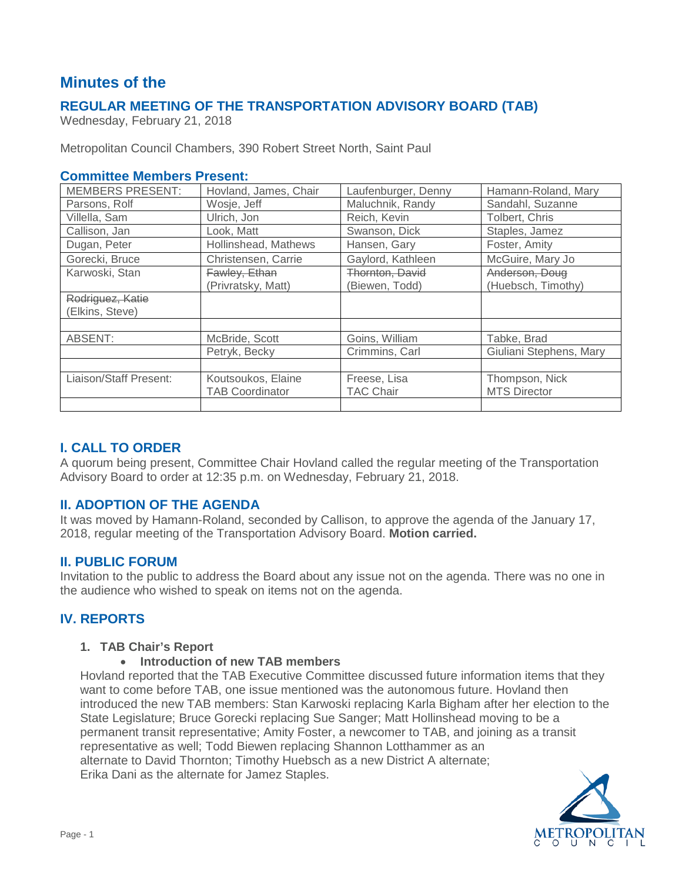# Minutes of the

## REGULAR MEETING OF THE TRANSPORTATION ADVISORY BOARD (TAB)

Wednesday, February 21, 2018

Metropolitan Council Chambers, 390 Robert Street North, Saint Paul

### Committee Members Present:

| MEMBERS PRESENT: | Hovland, James, Chair | Laufenburger, Denny | Hamann-Roland, Mary |
|---|---|---|---|
| Parsons, Rolf | Wosje, Jeff | Maluchnik, Randy | Sandahl, Suzanne |
| Villella, Sam | Ulrich, Jon | Reich, Kevin | Tolbert, Chris |
| Callison, Jan | Look, Matt | Swanson, Dick | Staples, Jamez |
| Dugan, Peter | Hollinshead, Mathews | Hansen, Gary | Foster, Amity |
| Gorecki, Bruce | Christensen, Carrie | Gaylord, Kathleen | McGuire, Mary Jo |
| Karwoski, Stan | ~~Fawley, Ethan~~ (Privratsky, Matt) | ~~Thornton, David~~ (Biewen, Todd) | ~~Anderson, Doug~~ (Huebsch, Timothy) |
| ~~Rodriguez, Katie~~ (Elkins, Steve) | | | |
| | | | |
| ABSENT: | McBride, Scott | Goins, William | Tabke, Brad |
| | Petryk, Becky | Crimmins, Carl | Giuliani Stephens, Mary |
| | | | |
| Liaison/Staff Present: | Koutsoukos, Elaine TAB Coordinator | Freese, Lisa TAC Chair | Thompson, Nick MTS Director |
| | | | |

## I. CALL TO ORDER

A quorum being present, Committee Chair Hovland called the regular meeting of the Transportation Advisory Board to order at 12:35 p.m. on Wednesday, February 21, 2018.

## II. ADOPTION OF THE AGENDA

It was moved by Hamann-Roland, seconded by Callison, to approve the agenda of the January 17, 2018, regular meeting of the Transportation Advisory Board. **Motion carried.**

## II. PUBLIC FORUM

Invitation to the public to address the Board about any issue not on the agenda. There was no one in the audience who wished to speak on items not on the agenda.

## IV. REPORTS

1. **TAB Chair's Report**
   - **Introduction of new TAB members**

Hovland reported that the TAB Executive Committee discussed future information items that they want to come before TAB, one issue mentioned was the autonomous future. Hovland then introduced the new TAB members: Stan Karwoski replacing Karla Bigham after her election to the State Legislature; Bruce Gorecki replacing Sue Sanger; Matt Hollinshead moving to be a permanent transit representative; Amity Foster, a newcomer to TAB, and joining as a transit representative as well; Todd Biewen replacing Shannon Lotthammer as an alternate to David Thornton; Timothy Huebsch as a new District A alternate; Erika Dani as the alternate for Jamez Staples.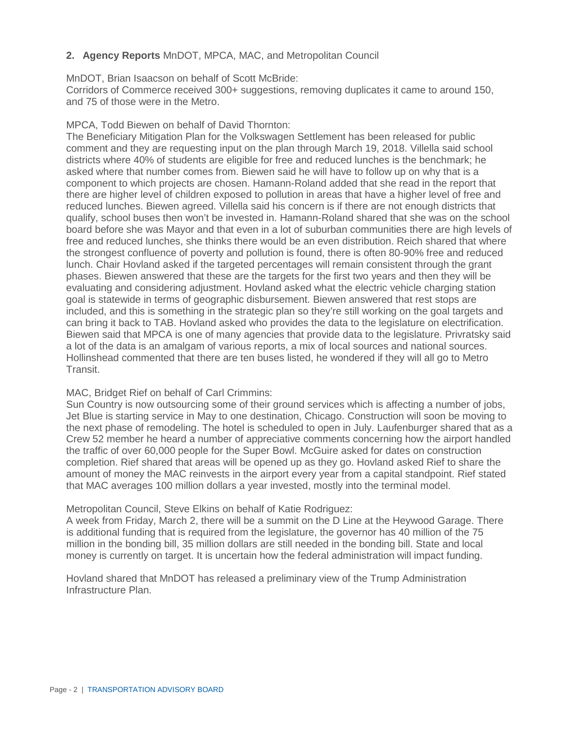## 2. Agency Reports MnDOT, MPCA, MAC, and Metropolitan Council

MnDOT, Brian Isaacson on behalf of Scott McBride:
Corridors of Commerce received 300+ suggestions, removing duplicates it came to around 150, and 75 of those were in the Metro.

MPCA, Todd Biewen on behalf of David Thornton:
The Beneficiary Mitigation Plan for the Volkswagen Settlement has been released for public comment and they are requesting input on the plan through March 19, 2018. Villella said school districts where 40% of students are eligible for free and reduced lunches is the benchmark; he asked where that number comes from. Biewen said he will have to follow up on why that is a component to which projects are chosen. Hamann-Roland added that she read in the report that there are higher level of children exposed to pollution in areas that have a higher level of free and reduced lunches. Biewen agreed. Villella said his concern is if there are not enough districts that qualify, school buses then won't be invested in. Hamann-Roland shared that she was on the school board before she was Mayor and that even in a lot of suburban communities there are high levels of free and reduced lunches, she thinks there would be an even distribution. Reich shared that where the strongest confluence of poverty and pollution is found, there is often 80-90% free and reduced lunch. Chair Hovland asked if the targeted percentages will remain consistent through the grant phases. Biewen answered that these are the targets for the first two years and then they will be evaluating and considering adjustment. Hovland asked what the electric vehicle charging station goal is statewide in terms of geographic disbursement. Biewen answered that rest stops are included, and this is something in the strategic plan so they're still working on the goal targets and can bring it back to TAB. Hovland asked who provides the data to the legislature on electrification. Biewen said that MPCA is one of many agencies that provide data to the legislature. Privratsky said a lot of the data is an amalgam of various reports, a mix of local sources and national sources. Hollinshead commented that there are ten buses listed, he wondered if they will all go to Metro Transit.

MAC, Bridget Rief on behalf of Carl Crimmins:
Sun Country is now outsourcing some of their ground services which is affecting a number of jobs, Jet Blue is starting service in May to one destination, Chicago. Construction will soon be moving to the next phase of remodeling. The hotel is scheduled to open in July. Laufenburger shared that as a Crew 52 member he heard a number of appreciative comments concerning how the airport handled the traffic of over 60,000 people for the Super Bowl. McGuire asked for dates on construction completion. Rief shared that areas will be opened up as they go. Hovland asked Rief to share the amount of money the MAC reinvests in the airport every year from a capital standpoint. Rief stated that MAC averages 100 million dollars a year invested, mostly into the terminal model.

Metropolitan Council, Steve Elkins on behalf of Katie Rodriguez:
A week from Friday, March 2, there will be a summit on the D Line at the Heywood Garage. There is additional funding that is required from the legislature, the governor has 40 million of the 75 million in the bonding bill, 35 million dollars are still needed in the bonding bill. State and local money is currently on target. It is uncertain how the federal administration will impact funding.

Hovland shared that MnDOT has released a preliminary view of the Trump Administration Infrastructure Plan.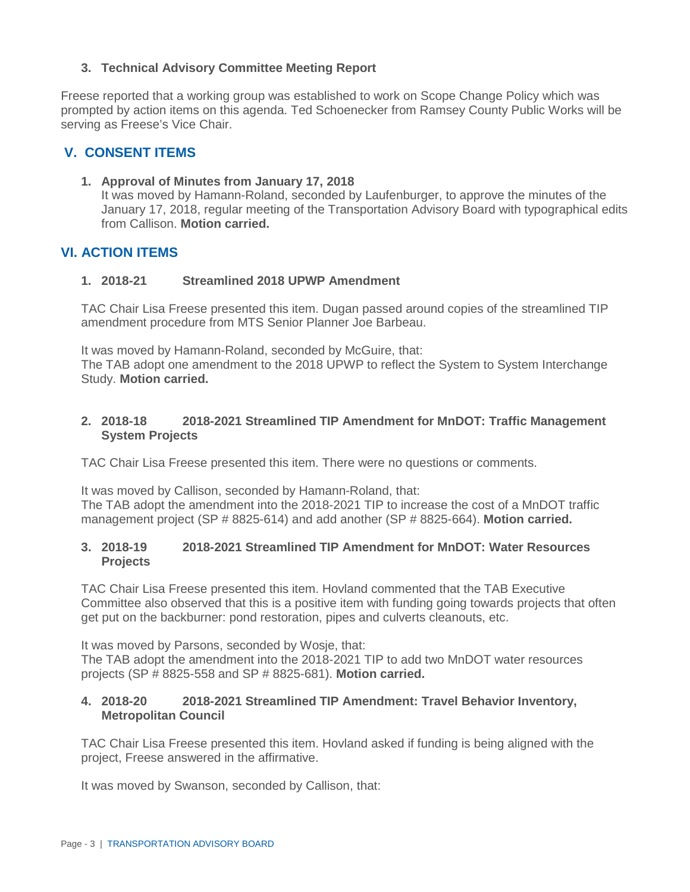**3. Technical Advisory Committee Meeting Report**

Freese reported that a working group was established to work on Scope Change Policy which was prompted by action items on this agenda. Ted Schoenecker from Ramsey County Public Works will be serving as Freese's Vice Chair.

## V. CONSENT ITEMS

**1. Approval of Minutes from January 17, 2018**

It was moved by Hamann-Roland, seconded by Laufenburger, to approve the minutes of the January 17, 2018, regular meeting of the Transportation Advisory Board with typographical edits from Callison. **Motion carried.**

## VI. ACTION ITEMS

**1. 2018-21 Streamlined 2018 UPWP Amendment**

TAC Chair Lisa Freese presented this item. Dugan passed around copies of the streamlined TIP amendment procedure from MTS Senior Planner Joe Barbeau.

It was moved by Hamann-Roland, seconded by McGuire, that:
The TAB adopt one amendment to the 2018 UPWP to reflect the System to System Interchange Study. **Motion carried.**

**2. 2018-18 2018-2021 Streamlined TIP Amendment for MnDOT: Traffic Management System Projects**

TAC Chair Lisa Freese presented this item. There were no questions or comments.

It was moved by Callison, seconded by Hamann-Roland, that:
The TAB adopt the amendment into the 2018-2021 TIP to increase the cost of a MnDOT traffic management project (SP # 8825-614) and add another (SP # 8825-664). **Motion carried.**

**3. 2018-19 2018-2021 Streamlined TIP Amendment for MnDOT: Water Resources Projects**

TAC Chair Lisa Freese presented this item. Hovland commented that the TAB Executive Committee also observed that this is a positive item with funding going towards projects that often get put on the backburner: pond restoration, pipes and culverts cleanouts, etc.

It was moved by Parsons, seconded by Wosje, that:
The TAB adopt the amendment into the 2018-2021 TIP to add two MnDOT water resources projects (SP # 8825-558 and SP # 8825-681). **Motion carried.**

**4. 2018-20 2018-2021 Streamlined TIP Amendment: Travel Behavior Inventory, Metropolitan Council**

TAC Chair Lisa Freese presented this item. Hovland asked if funding is being aligned with the project, Freese answered in the affirmative.

It was moved by Swanson, seconded by Callison, that: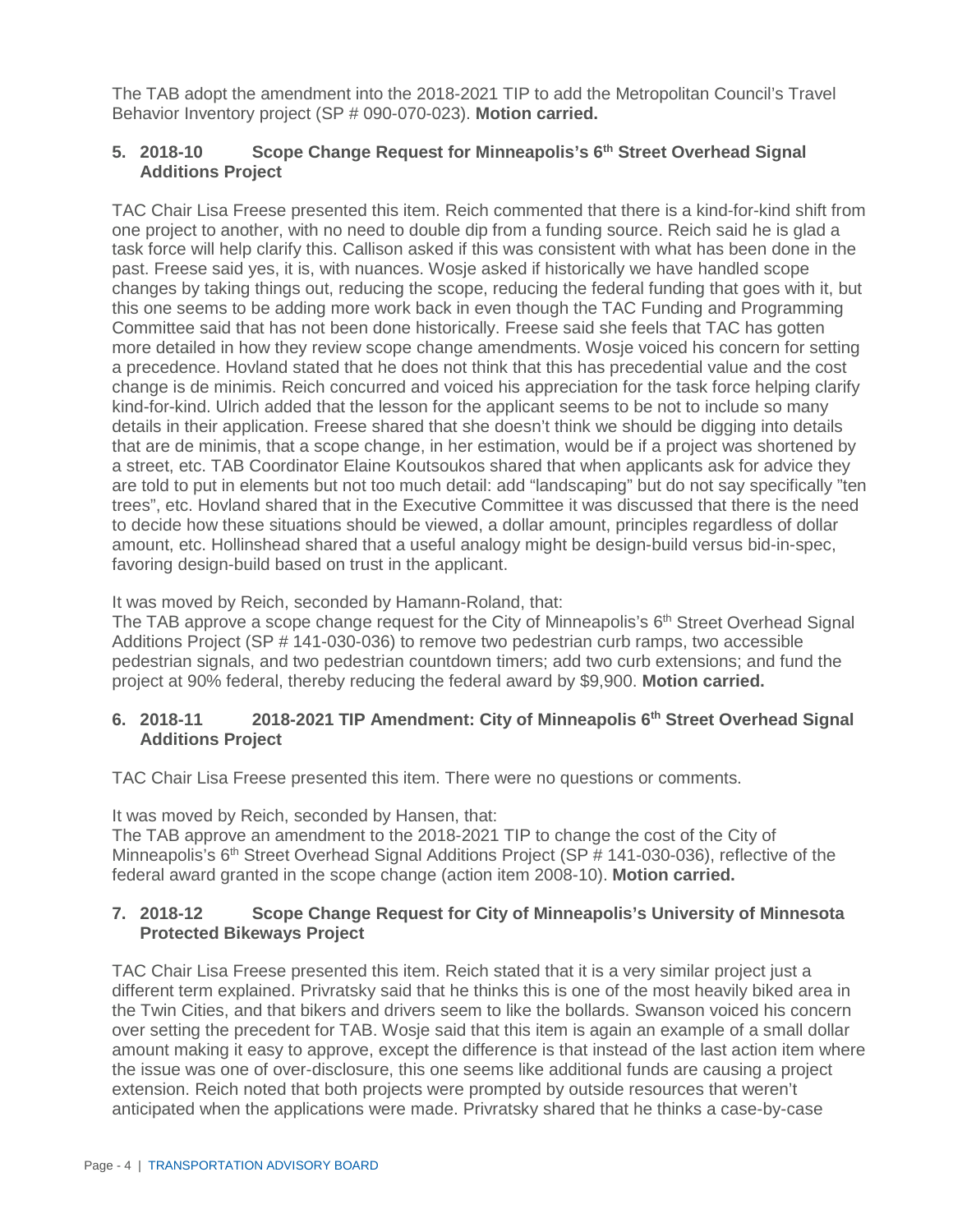The TAB adopt the amendment into the 2018-2021 TIP to add the Metropolitan Council's Travel Behavior Inventory project (SP # 090-070-023). **Motion carried.**

### 5. 2018-10 Scope Change Request for Minneapolis's 6th Street Overhead Signal Additions Project

TAC Chair Lisa Freese presented this item. Reich commented that there is a kind-for-kind shift from one project to another, with no need to double dip from a funding source. Reich said he is glad a task force will help clarify this. Callison asked if this was consistent with what has been done in the past. Freese said yes, it is, with nuances. Wosje asked if historically we have handled scope changes by taking things out, reducing the scope, reducing the federal funding that goes with it, but this one seems to be adding more work back in even though the TAC Funding and Programming Committee said that has not been done historically. Freese said she feels that TAC has gotten more detailed in how they review scope change amendments. Wosje voiced his concern for setting a precedence. Hovland stated that he does not think that this has precedential value and the cost change is de minimis. Reich concurred and voiced his appreciation for the task force helping clarify kind-for-kind. Ulrich added that the lesson for the applicant seems to be not to include so many details in their application. Freese shared that she doesn't think we should be digging into details that are de minimis, that a scope change, in her estimation, would be if a project was shortened by a street, etc. TAB Coordinator Elaine Koutsoukos shared that when applicants ask for advice they are told to put in elements but not too much detail: add "landscaping" but do not say specifically "ten trees", etc. Hovland shared that in the Executive Committee it was discussed that there is the need to decide how these situations should be viewed, a dollar amount, principles regardless of dollar amount, etc. Hollinshead shared that a useful analogy might be design-build versus bid-in-spec, favoring design-build based on trust in the applicant.

It was moved by Reich, seconded by Hamann-Roland, that:
The TAB approve a scope change request for the City of Minneapolis's 6th Street Overhead Signal Additions Project (SP # 141-030-036) to remove two pedestrian curb ramps, two accessible pedestrian signals, and two pedestrian countdown timers; add two curb extensions; and fund the project at 90% federal, thereby reducing the federal award by $9,900. **Motion carried.**

### 6. 2018-11 2018-2021 TIP Amendment: City of Minneapolis 6th Street Overhead Signal Additions Project

TAC Chair Lisa Freese presented this item. There were no questions or comments.

It was moved by Reich, seconded by Hansen, that:
The TAB approve an amendment to the 2018-2021 TIP to change the cost of the City of Minneapolis's 6th Street Overhead Signal Additions Project (SP # 141-030-036), reflective of the federal award granted in the scope change (action item 2008-10). **Motion carried.**

### 7. 2018-12 Scope Change Request for City of Minneapolis's University of Minnesota Protected Bikeways Project

TAC Chair Lisa Freese presented this item. Reich stated that it is a very similar project just a different term explained. Privratsky said that he thinks this is one of the most heavily biked area in the Twin Cities, and that bikers and drivers seem to like the bollards. Swanson voiced his concern over setting the precedent for TAB. Wosje said that this item is again an example of a small dollar amount making it easy to approve, except the difference is that instead of the last action item where the issue was one of over-disclosure, this one seems like additional funds are causing a project extension. Reich noted that both projects were prompted by outside resources that weren't anticipated when the applications were made. Privratsky shared that he thinks a case-by-case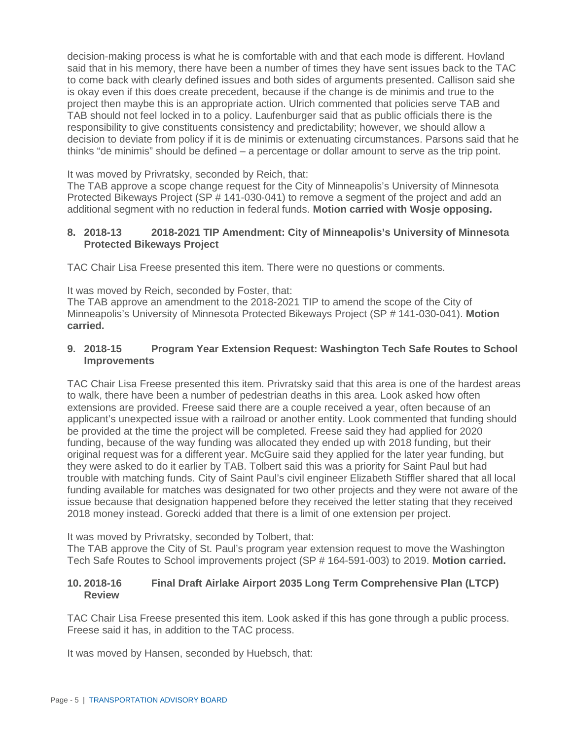decision-making process is what he is comfortable with and that each mode is different. Hovland said that in his memory, there have been a number of times they have sent issues back to the TAC to come back with clearly defined issues and both sides of arguments presented. Callison said she is okay even if this does create precedent, because if the change is de minimis and true to the project then maybe this is an appropriate action. Ulrich commented that policies serve TAB and TAB should not feel locked in to a policy. Laufenburger said that as public officials there is the responsibility to give constituents consistency and predictability; however, we should allow a decision to deviate from policy if it is de minimis or extenuating circumstances. Parsons said that he thinks "de minimis" should be defined – a percentage or dollar amount to serve as the trip point.

It was moved by Privratsky, seconded by Reich, that:
The TAB approve a scope change request for the City of Minneapolis's University of Minnesota Protected Bikeways Project (SP # 141-030-041) to remove a segment of the project and add an additional segment with no reduction in federal funds. **Motion carried with Wosje opposing.**

### 8. 2018-13 2018-2021 TIP Amendment: City of Minneapolis's University of Minnesota Protected Bikeways Project

TAC Chair Lisa Freese presented this item. There were no questions or comments.

It was moved by Reich, seconded by Foster, that:
The TAB approve an amendment to the 2018-2021 TIP to amend the scope of the City of Minneapolis's University of Minnesota Protected Bikeways Project (SP # 141-030-041). **Motion carried.**

### 9. 2018-15 Program Year Extension Request: Washington Tech Safe Routes to School Improvements

TAC Chair Lisa Freese presented this item. Privratsky said that this area is one of the hardest areas to walk, there have been a number of pedestrian deaths in this area. Look asked how often extensions are provided. Freese said there are a couple received a year, often because of an applicant's unexpected issue with a railroad or another entity. Look commented that funding should be provided at the time the project will be completed. Freese said they had applied for 2020 funding, because of the way funding was allocated they ended up with 2018 funding, but their original request was for a different year. McGuire said they applied for the later year funding, but they were asked to do it earlier by TAB. Tolbert said this was a priority for Saint Paul but had trouble with matching funds. City of Saint Paul's civil engineer Elizabeth Stiffler shared that all local funding available for matches was designated for two other projects and they were not aware of the issue because that designation happened before they received the letter stating that they received 2018 money instead. Gorecki added that there is a limit of one extension per project.

It was moved by Privratsky, seconded by Tolbert, that:
The TAB approve the City of St. Paul's program year extension request to move the Washington Tech Safe Routes to School improvements project (SP # 164-591-003) to 2019. **Motion carried.**

### 10. 2018-16 Final Draft Airlake Airport 2035 Long Term Comprehensive Plan (LTCP) Review

TAC Chair Lisa Freese presented this item. Look asked if this has gone through a public process. Freese said it has, in addition to the TAC process.

It was moved by Hansen, seconded by Huebsch, that: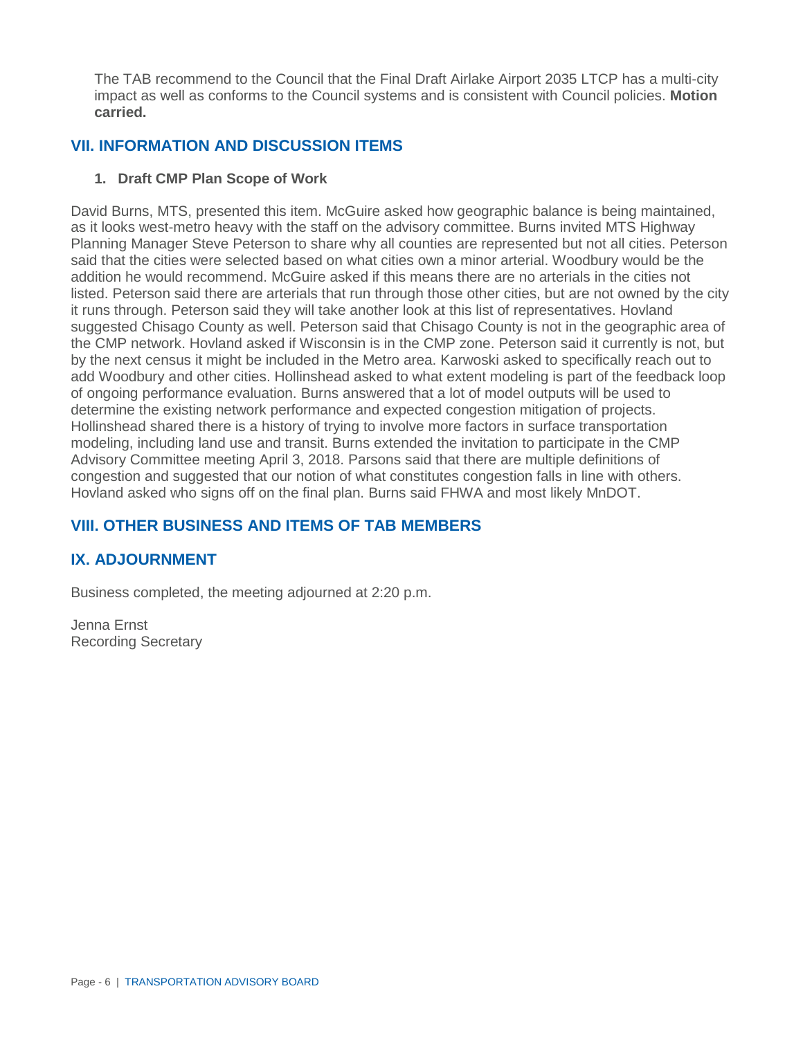The TAB recommend to the Council that the Final Draft Airlake Airport 2035 LTCP has a multi-city impact as well as conforms to the Council systems and is consistent with Council policies. **Motion carried.**

## VII. INFORMATION AND DISCUSSION ITEMS

1. **Draft CMP Plan Scope of Work**

David Burns, MTS, presented this item. McGuire asked how geographic balance is being maintained, as it looks west-metro heavy with the staff on the advisory committee. Burns invited MTS Highway Planning Manager Steve Peterson to share why all counties are represented but not all cities. Peterson said that the cities were selected based on what cities own a minor arterial. Woodbury would be the addition he would recommend. McGuire asked if this means there are no arterials in the cities not listed. Peterson said there are arterials that run through those other cities, but are not owned by the city it runs through. Peterson said they will take another look at this list of representatives. Hovland suggested Chisago County as well. Peterson said that Chisago County is not in the geographic area of the CMP network. Hovland asked if Wisconsin is in the CMP zone. Peterson said it currently is not, but by the next census it might be included in the Metro area. Karwoski asked to specifically reach out to add Woodbury and other cities. Hollinshead asked to what extent modeling is part of the feedback loop of ongoing performance evaluation. Burns answered that a lot of model outputs will be used to determine the existing network performance and expected congestion mitigation of projects. Hollinshead shared there is a history of trying to involve more factors in surface transportation modeling, including land use and transit. Burns extended the invitation to participate in the CMP Advisory Committee meeting April 3, 2018. Parsons said that there are multiple definitions of congestion and suggested that our notion of what constitutes congestion falls in line with others. Hovland asked who signs off on the final plan. Burns said FHWA and most likely MnDOT.

## VIII. OTHER BUSINESS AND ITEMS OF TAB MEMBERS

## IX. ADJOURNMENT

Business completed, the meeting adjourned at 2:20 p.m.

Jenna Ernst
Recording Secretary